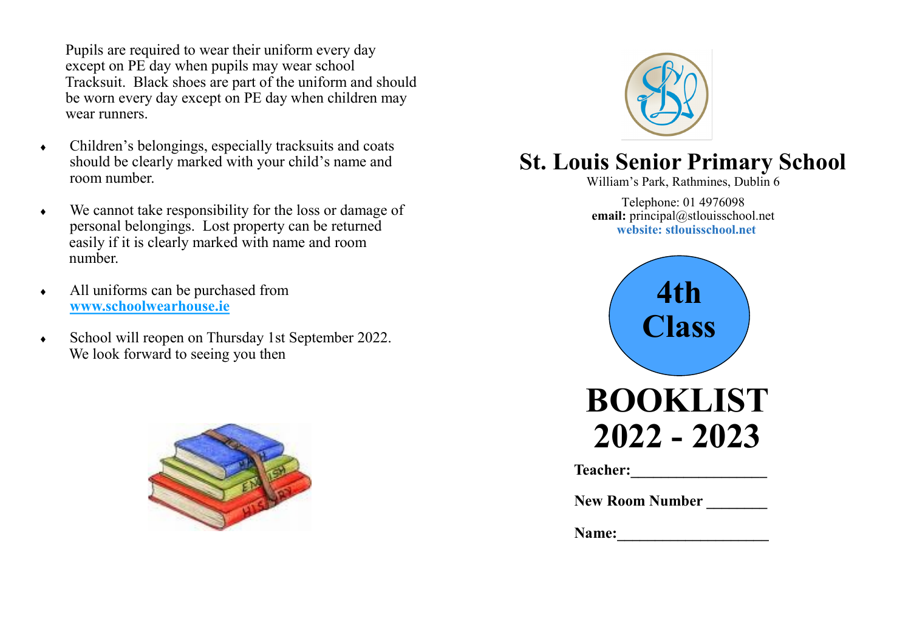Pupils are required to wear their uniform every day except on PE day when pupils may wear school Tracksuit. Black shoes are part of the uniform and should be worn every day except on PE day when children may wear runners.

- Children's belongings, especially tracksuits and coats should be clearly marked with your child's name and room number.
- We cannot take responsibility for the loss or damage of personal belongings. Lost property can be returned easily if it is clearly marked with name and room number.
- All uniforms can be purchased from **[www.schoolwearhouse.ie](http://www.schoolwearhouse.ie)**
- School will reopen on Thursday 1st September 2022. We look forward to seeing you then

# St. Louis Senior Primary School

William's Park, Rathmines, Dublin 6

Telephone: 01 4976098
**email:** principal@stlouisschool.net
**website: stlouisschool.net**

## 4th Class

# BOOKLIST 2022 - 2023

**Teacher:**_________________

**New Room Number** ________

**Name:**____________________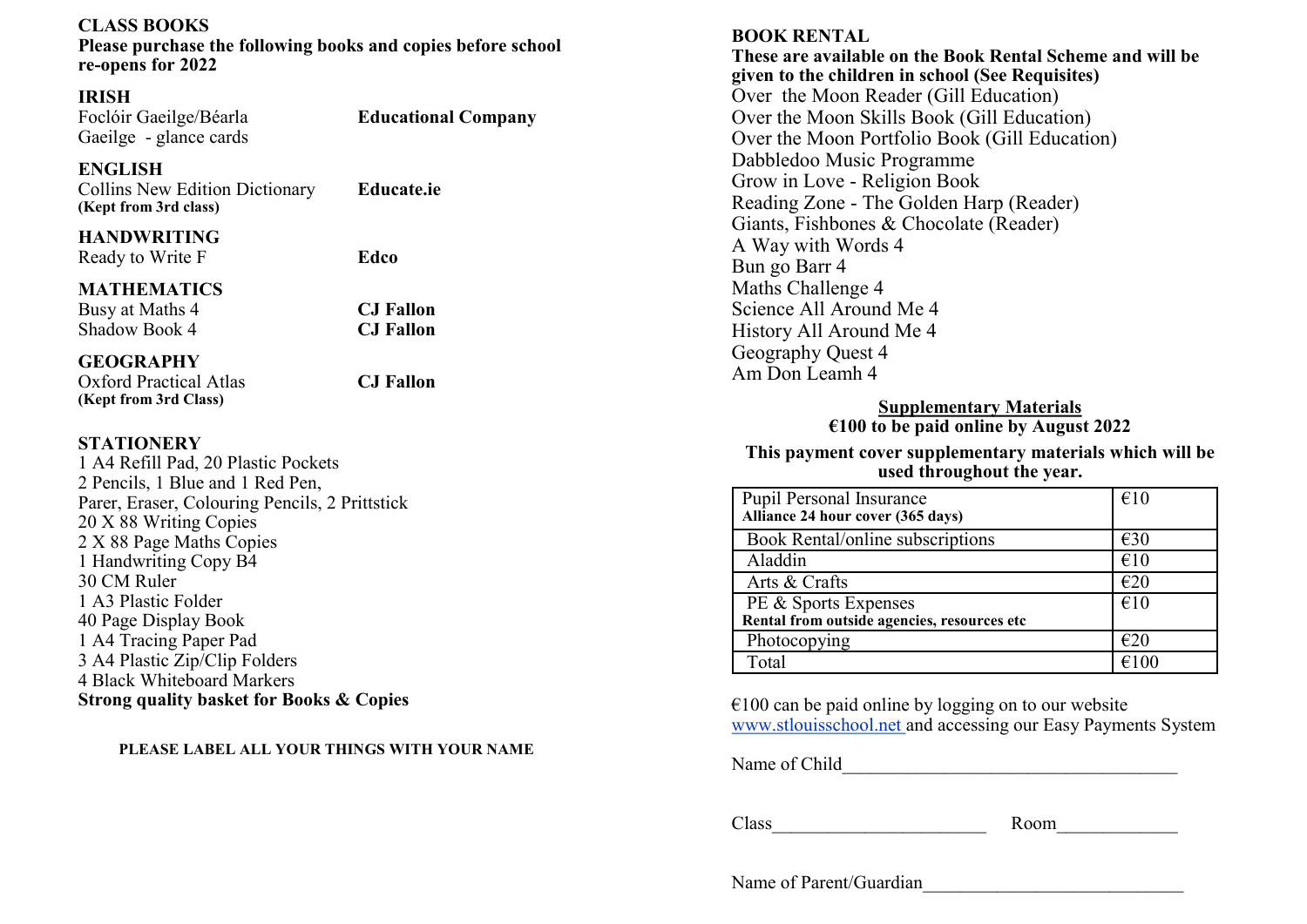## CLASS BOOKS

**Please purchase the following books and copies before school re-opens for 2022**

### IRISH

| | |
|---|---|
| Foclóir Gaeilge/Béarla | **Educational Company** |
| Gaeilge - glance cards | |

### ENGLISH

| | |
|---|---|
| Collins New Edition Dictionary **(Kept from 3rd class)** | **Educate.ie** |

### HANDWRITING

| | |
|---|---|
| Ready to Write F | **Edco** |

### MATHEMATICS

| | |
|---|---|
| Busy at Maths 4 | **CJ Fallon** |
| Shadow Book 4 | **CJ Fallon** |

### GEOGRAPHY

| | |
|---|---|
| Oxford Practical Atlas **(Kept from 3rd Class)** | **CJ Fallon** |

### STATIONERY

1 A4 Refill Pad, 20 Plastic Pockets
2 Pencils, 1 Blue and 1 Red Pen,
Parer, Eraser, Colouring Pencils, 2 Prittstick
20 X 88 Writing Copies
2 X 88 Page Maths Copies
1 Handwriting Copy B4
30 CM Ruler
1 A3 Plastic Folder
40 Page Display Book
1 A4 Tracing Paper Pad
3 A4 Plastic Zip/Clip Folders
4 Black Whiteboard Markers
**Strong quality basket for Books & Copies**

**PLEASE LABEL ALL YOUR THINGS WITH YOUR NAME**

## BOOK RENTAL

**These are available on the Book Rental Scheme and will be given to the children in school (See Requisites)**

Over the Moon Reader (Gill Education)
Over the Moon Skills Book (Gill Education)
Over the Moon Portfolio Book (Gill Education)
Dabbledoo Music Programme
Grow in Love - Religion Book
Reading Zone - The Golden Harp (Reader)
Giants, Fishbones & Chocolate (Reader)
A Way with Words 4
Bun go Barr 4
Maths Challenge 4
Science All Around Me 4
History All Around Me 4
Geography Quest 4
Am Don Leamh 4

**Supplementary Materials**
**€100 to be paid online by August 2022**

**This payment cover supplementary materials which will be used throughout the year.**

| | |
|---|---|
| Pupil Personal Insurance **Alliance 24 hour cover (365 days)** | €10 |
| Book Rental/online subscriptions | €30 |
| Aladdin | €10 |
| Arts & Crafts | €20 |
| PE & Sports Expenses **Rental from outside agencies, resources etc** | €10 |
| Photocopying | €20 |
| Total | €100 |

€100 can be paid online by logging on to our website www.stlouisschool.net and accessing our Easy Payments System

Name of Child\_\_\_\_\_\_\_\_\_\_\_\_\_\_\_\_\_\_\_\_\_\_\_\_\_\_\_\_\_\_\_\_\_\_\_\_

Class\_\_\_\_\_\_\_\_\_\_\_\_\_\_\_\_\_\_\_\_\_\_ Room\_\_\_\_\_\_\_\_\_\_\_\_

Name of Parent/Guardian\_\_\_\_\_\_\_\_\_\_\_\_\_\_\_\_\_\_\_\_\_\_\_\_\_\_\_